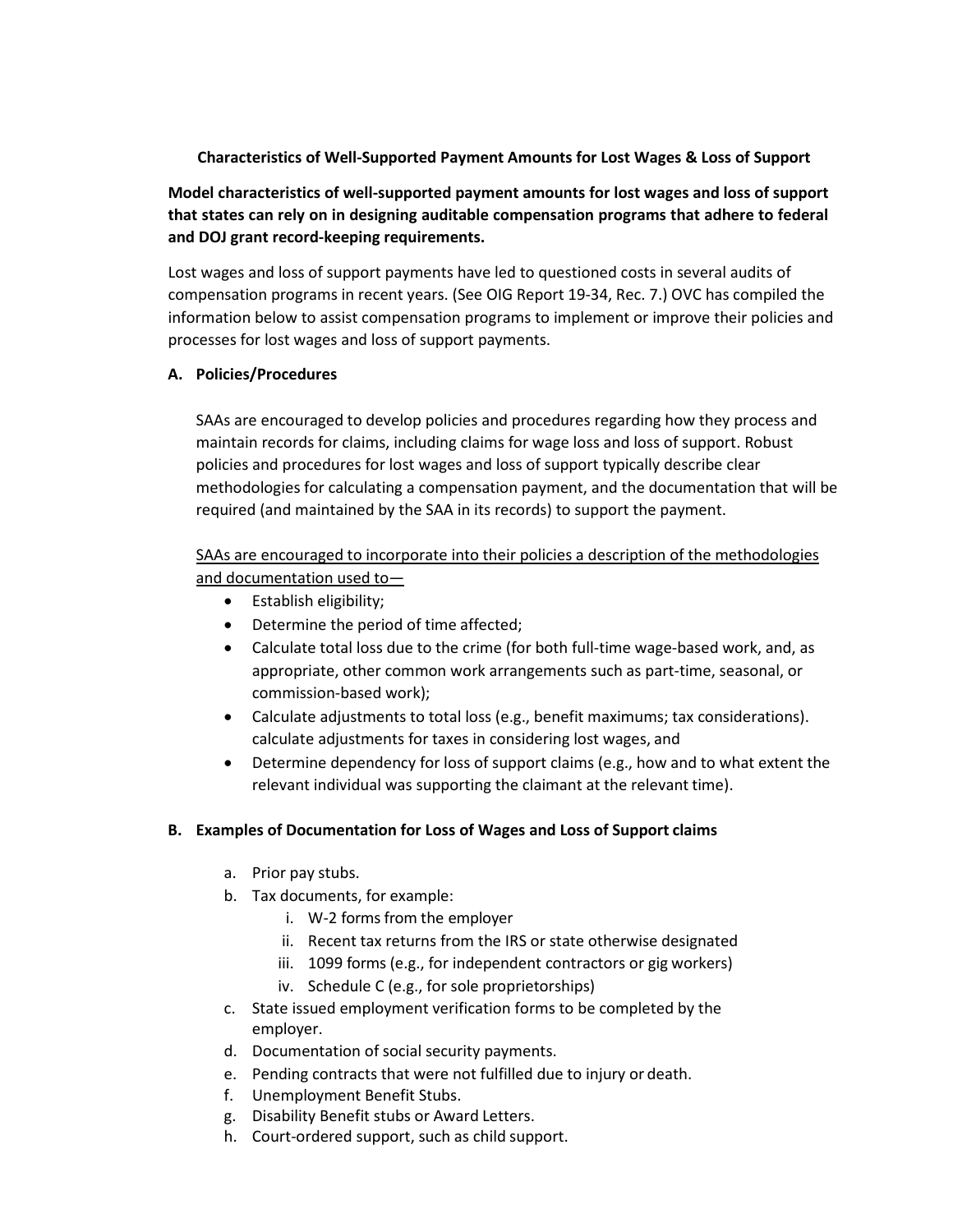**Characteristics of Well-Supported Payment Amounts for Lost Wages & Loss of Support**

**Model characteristics of well-supported payment amounts for lost wages and loss of support that states can rely on in designing auditable compensation programs that adhere to federal and DOJ grant record-keeping requirements.**

Lost wages and loss of support payments have led to questioned costs in several audits of compensation programs in recent years. (See OIG Report 19-34, Rec. 7.) OVC has compiled the information below to assist compensation programs to implement or improve their policies and processes for lost wages and loss of support payments.

## A. Policies/Procedures

SAAs are encouraged to develop policies and procedures regarding how they process and maintain records for claims, including claims for wage loss and loss of support. Robust policies and procedures for lost wages and loss of support typically describe clear methodologies for calculating a compensation payment, and the documentation that will be required (and maintained by the SAA in its records) to support the payment.

<u>SAAs are encouraged to incorporate into their policies a description of the methodologies and documentation used to—</u>

- Establish eligibility;
- Determine the period of time affected;
- Calculate total loss due to the crime (for both full-time wage-based work, and, as appropriate, other common work arrangements such as part-time, seasonal, or commission-based work);
- Calculate adjustments to total loss (e.g., benefit maximums; tax considerations). calculate adjustments for taxes in considering lost wages, and
- Determine dependency for loss of support claims (e.g., how and to what extent the relevant individual was supporting the claimant at the relevant time).

## B. Examples of Documentation for Loss of Wages and Loss of Support claims

a. Prior pay stubs.
b. Tax documents, for example:
   i. W-2 forms from the employer
   ii. Recent tax returns from the IRS or state otherwise designated
   iii. 1099 forms (e.g., for independent contractors or gig workers)
   iv. Schedule C (e.g., for sole proprietorships)
c. State issued employment verification forms to be completed by the employer.
d. Documentation of social security payments.
e. Pending contracts that were not fulfilled due to injury or death.
f. Unemployment Benefit Stubs.
g. Disability Benefit stubs or Award Letters.
h. Court-ordered support, such as child support.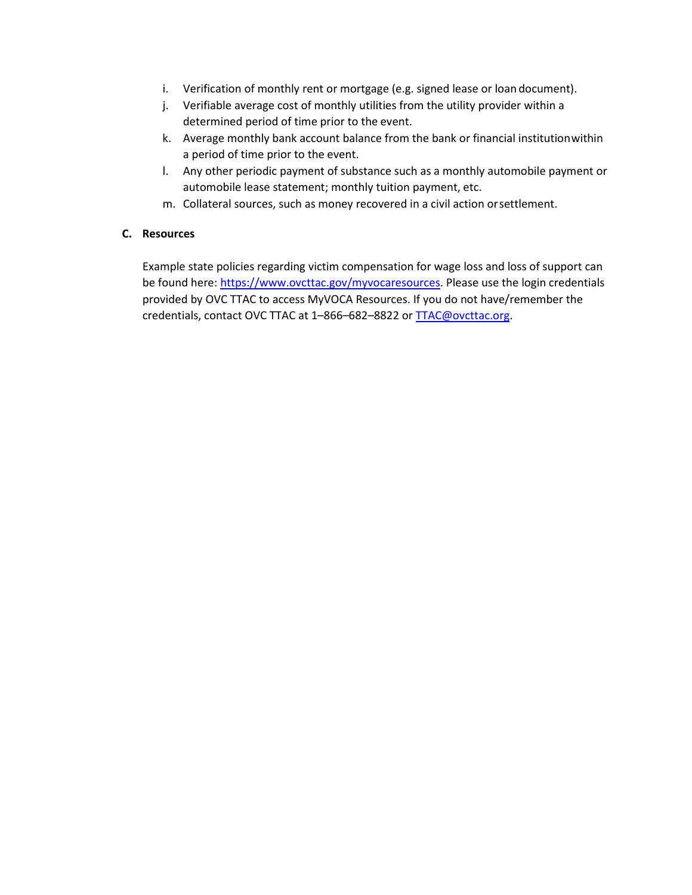i. Verification of monthly rent or mortgage (e.g. signed lease or loan document).
j. Verifiable average cost of monthly utilities from the utility provider within a determined period of time prior to the event.
k. Average monthly bank account balance from the bank or financial institution within a period of time prior to the event.
l. Any other periodic payment of substance such as a monthly automobile payment or automobile lease statement; monthly tuition payment, etc.
m. Collateral sources, such as money recovered in a civil action or settlement.

**C. Resources**

Example state policies regarding victim compensation for wage loss and loss of support can be found here: https://www.ovcttac.gov/myvocaresources. Please use the login credentials provided by OVC TTAC to access MyVOCA Resources. If you do not have/remember the credentials, contact OVC TTAC at 1–866–682–8822 or TTAC@ovcttac.org.